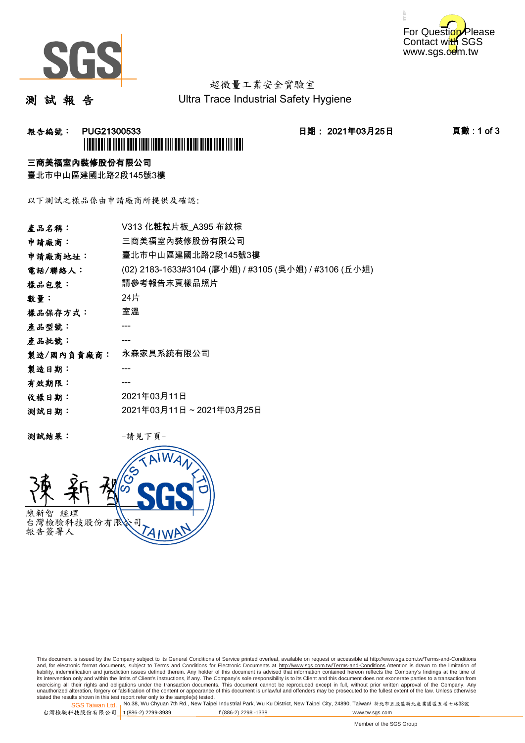For Question Please Contact with SGS www.sgs.com.tw

# 測 試 報 告

超微量工業安全實驗室
Ultra Trace Industrial Safety Hygiene

**報告編號： PUG21300533**　　**日期： 2021年03月25日**

**三商美福室內裝修股份有限公司**
臺北市中山區建國北路2段145號3樓

以下測試之樣品係由申請廠商所提供及確認:

| | |
|---|---|
| **產品名稱：** | V313 化粧粒片板_A395 布紋棕 |
| **申請廠商：** | 三商美福室內裝修股份有限公司 |
| **申請廠商地址：** | 臺北市中山區建國北路2段145號3樓 |
| **電話/聯絡人：** | (02) 2183-1633#3104 (廖小姐) / #3105 (吳小姐) / #3106 (丘小姐) |
| **樣品包裝：** | 請參考報告末頁樣品照片 |
| **數量：** | 24片 |
| **樣品保存方式：** | 室溫 |
| **產品型號：** | --- |
| **產品批號：** | --- |
| **製造/國內負責廠商：** | 永森家具系統有限公司 |
| **製造日期：** | --- |
| **有效期限：** | --- |
| **收樣日期：** | 2021年03月11日 |
| **測試日期：** | 2021年03月11日 ~ 2021年03月25日 |

**測試結果：**　-請見下頁-

陳新智　經理
台灣檢驗科技股份有限公司
報告簽署人

This document is issued by the Company subject to its General Conditions of Service printed overleaf, available on request or accessible at http://www.sgs.com.tw/Terms-and-Conditions and, for electronic format documents, subject to Terms and Conditions for Electronic Documents at http://www.sgs.com.tw/Terms-and-Conditions.Attention is drawn to the limitation of liability, indemnification and jurisdiction issues defined therein. Any holder of this document is advised that information contained hereon reflects the Company's findings at the time of its intervention only and within the limits of Client's instructions, if any. The Company's sole responsibility is to its Client and this document does not exonerate parties to a transaction from exercising all their rights and obligations under the transaction documents. This document cannot be reproduced except in full, without prior written approval of the Company. Any unauthorized alteration, forgery or falsification of the content or appearance of this document is unlawful and offenders may be prosecuted to the fullest extent of the law. Unless otherwise stated the results shown in this test report refer only to the sample(s) tested.

SGS Taiwan Ltd. 台灣檢驗科技股份有限公司 | No.38, Wu Chyuan 7th Rd., New Taipei Industrial Park, Wu Ku District, New Taipei City, 24890, Taiwan/ 新北市五股區新北產業園區五權七路38號 | t (886-2) 2299-3939 f (886-2) 2298 -1338 www.tw.sgs.com

Member of the SGS Group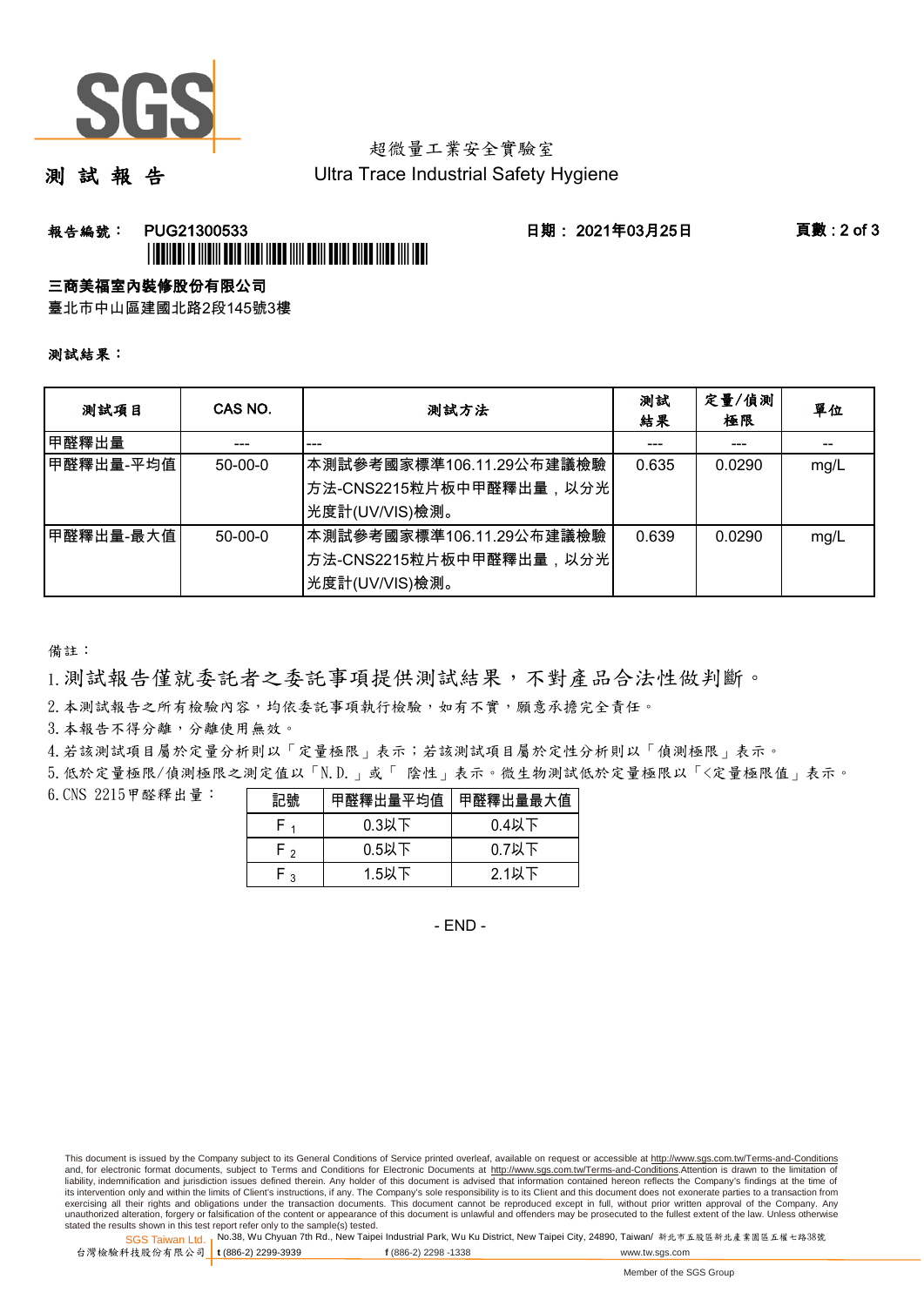超微量工業安全實驗室
Ultra Trace Industrial Safety Hygiene

# 測 試 報 告

報告編號： PUG21300533　　日期： 2021年03月25日

**三商美福室內裝修股份有限公司**

臺北市中山區建國北路2段145號3樓

**測試結果：**

| 測試項目 | CAS NO. | 測試方法 | 測試結果 | 定量/偵測極限 | 單位 |
|---|---|---|---|---|---|
| 甲醛釋出量 | --- | --- | --- | --- | -- |
| 甲醛釋出量-平均值 | 50-00-0 | 本測試參考國家標準106.11.29公布建議檢驗方法-CNS2215粒片板中甲醛釋出量，以分光光度計(UV/VIS)檢測。 | 0.635 | 0.0290 | mg/L |
| 甲醛釋出量-最大值 | 50-00-0 | 本測試參考國家標準106.11.29公布建議檢驗方法-CNS2215粒片板中甲醛釋出量，以分光光度計(UV/VIS)檢測。 | 0.639 | 0.0290 | mg/L |

備註：

1. 測試報告僅就委託者之委託事項提供測試結果，不對產品合法性做判斷。
2. 本測試報告之所有檢驗內容，均依委託事項執行檢驗，如有不實，願意承擔完全責任。
3. 本報告不得分離，分離使用無效。
4. 若該測試項目屬於定量分析則以「定量極限」表示；若該測試項目屬於定性分析則以「偵測極限」表示。
5. 低於定量極限/偵測極限之測定值以「N.D.」或「 陰性」表示。微生物測試低於定量極限以「<定量極限值」表示。
6. CNS 2215甲醛釋出量：

| 記號 | 甲醛釋出量平均值 | 甲醛釋出量最大值 |
|---|---|---|
| $F_1$ | 0.3以下 | 0.4以下 |
| $F_2$ | 0.5以下 | 0.7以下 |
| $F_3$ | 1.5以下 | 2.1以下 |

- END -

This document is issued by the Company subject to its General Conditions of Service printed overleaf, available on request or accessible at http://www.sgs.com.tw/Terms-and-Conditions and, for electronic format documents, subject to Terms and Conditions for Electronic Documents at http://www.sgs.com.tw/Terms-and-Conditions.Attention is drawn to the limitation of liability, indemnification and jurisdiction issues defined therein. Any holder of this document is advised that information contained hereon reflects the Company's findings at the time of its intervention only and within the limits of Client's instructions, if any. The Company's sole responsibility is to its Client and this document does not exonerate parties to a transaction from exercising all their rights and obligations under the transaction documents. This document cannot be reproduced except in full, without prior written approval of the Company. Any unauthorized alteration, forgery or falsification of the content or appearance of this document is unlawful and offenders may be prosecuted to the fullest extent of the law. Unless otherwise stated the results shown in this test report refer only to the sample(s) tested.

SGS Taiwan Ltd. 台灣檢驗科技股份有限公司 | No.38, Wu Chyuan 7th Rd., New Taipei Industrial Park, Wu Ku District, New Taipei City, 24890, Taiwan/ 新北市五股區新北產業園區五權七路38號 t (886-2) 2299-3939 f (886-2) 2298 -1338 www.tw.sgs.com

Member of the SGS Group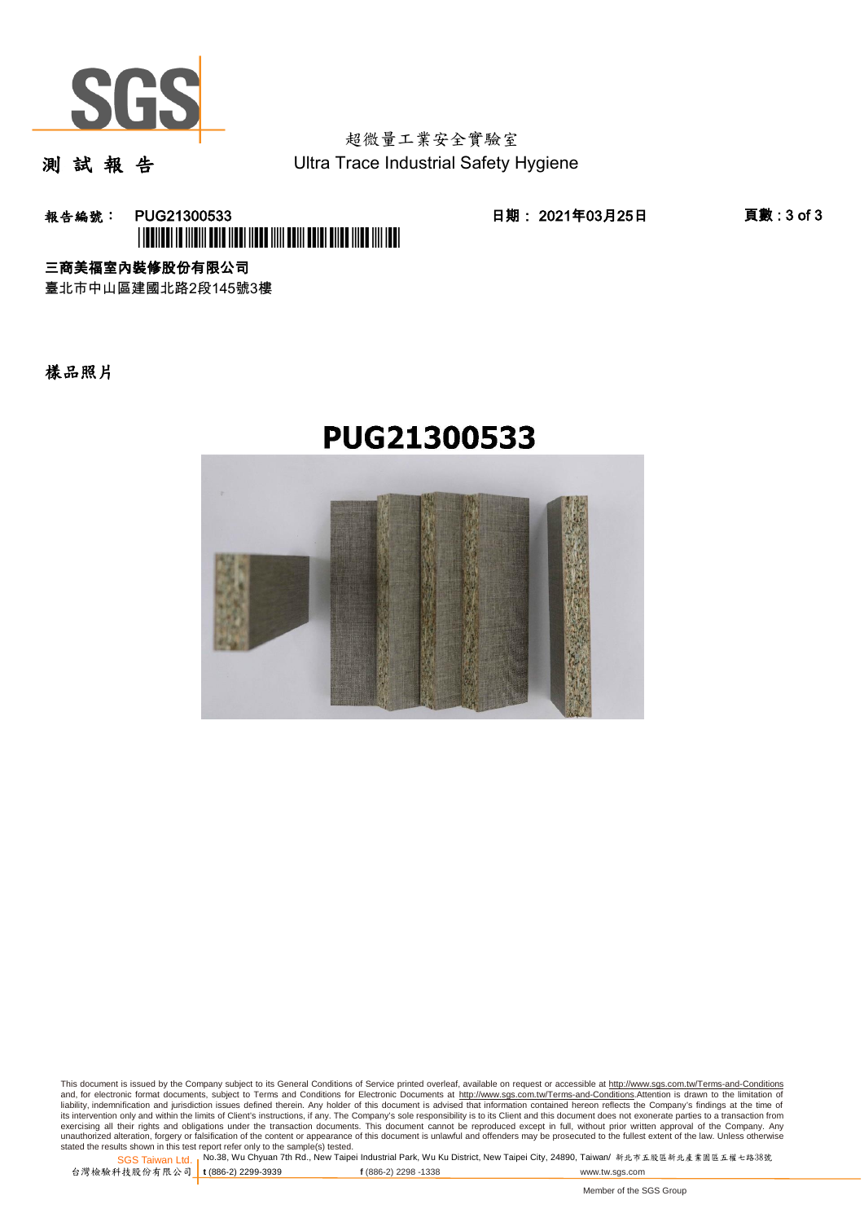# 測 試 報 告

超微量工業安全實驗室
Ultra Trace Industrial Safety Hygiene

報告編號： PUG21300533　　日期： 2021年03月25日

**三商美福室內裝修股份有限公司**
臺北市中山區建國北路2段145號3樓

## 樣品照片

**PUG21300533**

This document is issued by the Company subject to its General Conditions of Service printed overleaf, available on request or accessible at http://www.sgs.com.tw/Terms-and-Conditions and, for electronic format documents, subject to Terms and Conditions for Electronic Documents at http://www.sgs.com.tw/Terms-and-Conditions.Attention is drawn to the limitation of liability, indemnification and jurisdiction issues defined therein. Any holder of this document is advised that information contained hereon reflects the Company's findings at the time of its intervention only and within the limits of Client's instructions, if any. The Company's sole responsibility is to its Client and this document does not exonerate parties to a transaction from exercising all their rights and obligations under the transaction documents. This document cannot be reproduced except in full, without prior written approval of the Company. Any unauthorized alteration, forgery or falsification of the content or appearance of this document is unlawful and offenders may be prosecuted to the fullest extent of the law. Unless otherwise stated the results shown in this test report refer only to the sample(s) tested.

SGS Taiwan Ltd. 台灣檢驗科技股份有限公司 | No.38, Wu Chyuan 7th Rd., New Taipei Industrial Park, Wu Ku District, New Taipei City, 24890, Taiwan/ 新北市五股區新北產業園區五權七路38號 | t (886-2) 2299-3939 f (886-2) 2298 -1338 www.tw.sgs.com

Member of the SGS Group